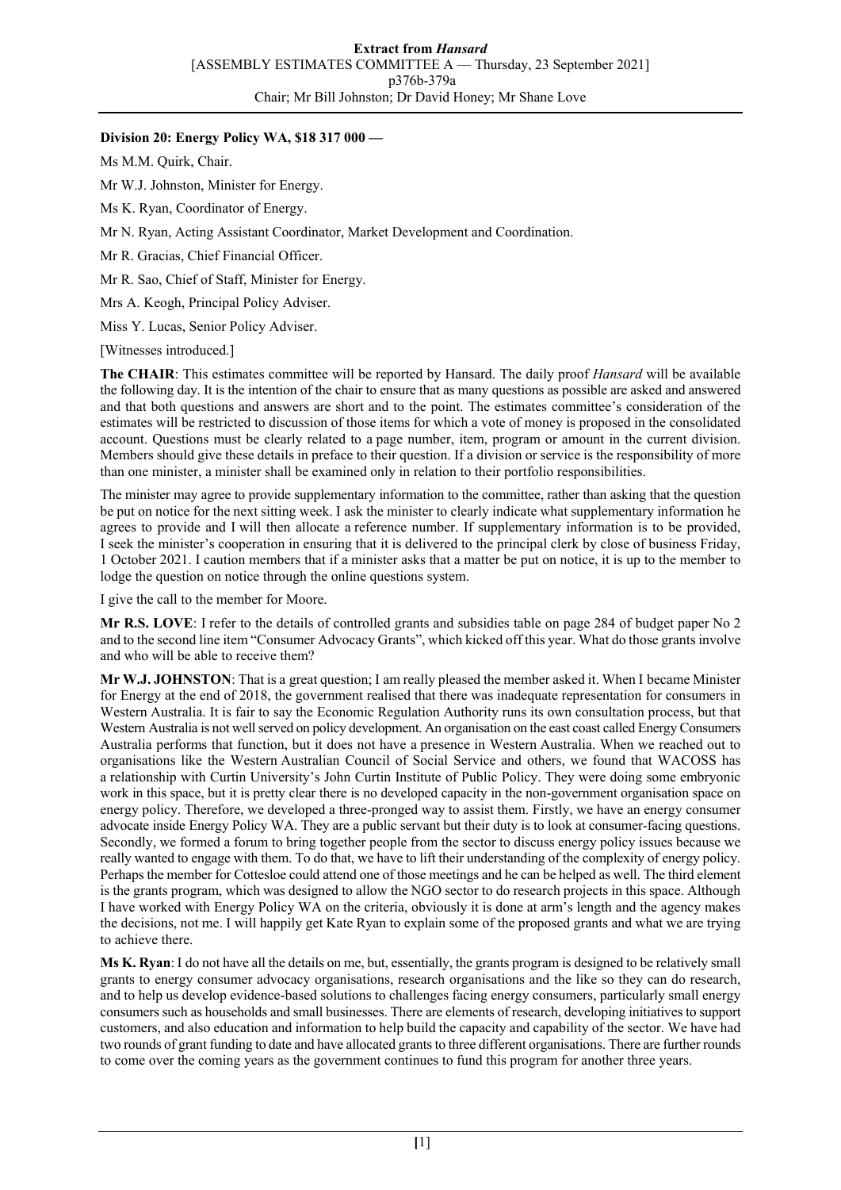**Division 20: Energy Policy WA, $18 317 000 —**

Ms M.M. Quirk, Chair.

Mr W.J. Johnston, Minister for Energy.

Ms K. Ryan, Coordinator of Energy.

Mr N. Ryan, Acting Assistant Coordinator, Market Development and Coordination.

Mr R. Gracias, Chief Financial Officer.

Mr R. Sao, Chief of Staff, Minister for Energy.

Mrs A. Keogh, Principal Policy Adviser.

Miss Y. Lucas, Senior Policy Adviser.

[Witnesses introduced.]

**The CHAIR**: This estimates committee will be reported by Hansard. The daily proof *Hansard* will be available the following day. It is the intention of the chair to ensure that as many questions as possible are asked and answered and that both questions and answers are short and to the point. The estimates committee's consideration of the estimates will be restricted to discussion of those items for which a vote of money is proposed in the consolidated account. Questions must be clearly related to a page number, item, program or amount in the current division. Members should give these details in preface to their question. If a division or service is the responsibility of more than one minister, a minister shall be examined only in relation to their portfolio responsibilities.

The minister may agree to provide supplementary information to the committee, rather than asking that the question be put on notice for the next sitting week. I ask the minister to clearly indicate what supplementary information he agrees to provide and I will then allocate a reference number. If supplementary information is to be provided, I seek the minister's cooperation in ensuring that it is delivered to the principal clerk by close of business Friday, 1 October 2021. I caution members that if a minister asks that a matter be put on notice, it is up to the member to lodge the question on notice through the online questions system.

I give the call to the member for Moore.

**Mr R.S. LOVE**: I refer to the details of controlled grants and subsidies table on page 284 of budget paper No 2 and to the second line item "Consumer Advocacy Grants", which kicked off this year. What do those grants involve and who will be able to receive them?

**Mr W.J. JOHNSTON**: That is a great question; I am really pleased the member asked it. When I became Minister for Energy at the end of 2018, the government realised that there was inadequate representation for consumers in Western Australia. It is fair to say the Economic Regulation Authority runs its own consultation process, but that Western Australia is not well served on policy development. An organisation on the east coast called Energy Consumers Australia performs that function, but it does not have a presence in Western Australia. When we reached out to organisations like the Western Australian Council of Social Service and others, we found that WACOSS has a relationship with Curtin University's John Curtin Institute of Public Policy. They were doing some embryonic work in this space, but it is pretty clear there is no developed capacity in the non-government organisation space on energy policy. Therefore, we developed a three-pronged way to assist them. Firstly, we have an energy consumer advocate inside Energy Policy WA. They are a public servant but their duty is to look at consumer-facing questions. Secondly, we formed a forum to bring together people from the sector to discuss energy policy issues because we really wanted to engage with them. To do that, we have to lift their understanding of the complexity of energy policy. Perhaps the member for Cottesloe could attend one of those meetings and he can be helped as well. The third element is the grants program, which was designed to allow the NGO sector to do research projects in this space. Although I have worked with Energy Policy WA on the criteria, obviously it is done at arm's length and the agency makes the decisions, not me. I will happily get Kate Ryan to explain some of the proposed grants and what we are trying to achieve there.

**Ms K. Ryan**: I do not have all the details on me, but, essentially, the grants program is designed to be relatively small grants to energy consumer advocacy organisations, research organisations and the like so they can do research, and to help us develop evidence-based solutions to challenges facing energy consumers, particularly small energy consumers such as households and small businesses. There are elements of research, developing initiatives to support customers, and also education and information to help build the capacity and capability of the sector. We have had two rounds of grant funding to date and have allocated grants to three different organisations. There are further rounds to come over the coming years as the government continues to fund this program for another three years.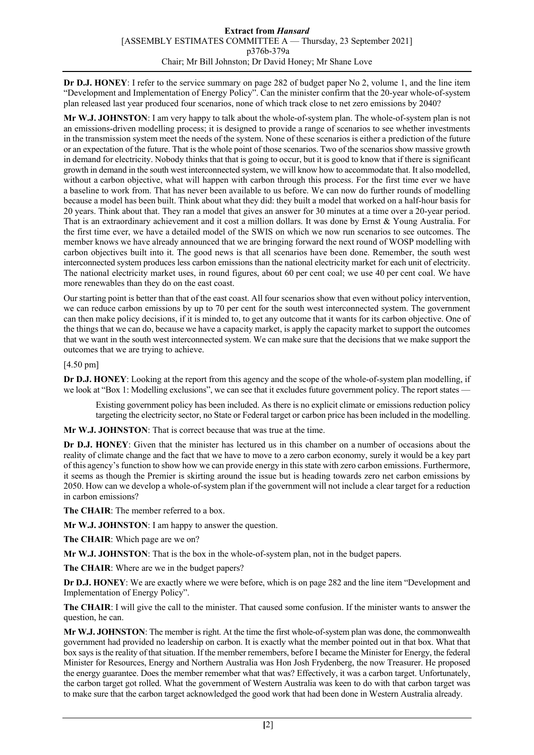**Dr D.J. HONEY**: I refer to the service summary on page 282 of budget paper No 2, volume 1, and the line item "Development and Implementation of Energy Policy". Can the minister confirm that the 20-year whole-of-system plan released last year produced four scenarios, none of which track close to net zero emissions by 2040?

**Mr W.J. JOHNSTON**: I am very happy to talk about the whole-of-system plan. The whole-of-system plan is not an emissions-driven modelling process; it is designed to provide a range of scenarios to see whether investments in the transmission system meet the needs of the system. None of these scenarios is either a prediction of the future or an expectation of the future. That is the whole point of those scenarios. Two of the scenarios show massive growth in demand for electricity. Nobody thinks that that is going to occur, but it is good to know that if there is significant growth in demand in the south west interconnected system, we will know how to accommodate that. It also modelled, without a carbon objective, what will happen with carbon through this process. For the first time ever we have a baseline to work from. That has never been available to us before. We can now do further rounds of modelling because a model has been built. Think about what they did: they built a model that worked on a half-hour basis for 20 years. Think about that. They ran a model that gives an answer for 30 minutes at a time over a 20-year period. That is an extraordinary achievement and it cost a million dollars. It was done by Ernst & Young Australia. For the first time ever, we have a detailed model of the SWIS on which we now run scenarios to see outcomes. The member knows we have already announced that we are bringing forward the next round of WOSP modelling with carbon objectives built into it. The good news is that all scenarios have been done. Remember, the south west interconnected system produces less carbon emissions than the national electricity market for each unit of electricity. The national electricity market uses, in round figures, about 60 per cent coal; we use 40 per cent coal. We have more renewables than they do on the east coast.

Our starting point is better than that of the east coast. All four scenarios show that even without policy intervention, we can reduce carbon emissions by up to 70 per cent for the south west interconnected system. The government can then make policy decisions, if it is minded to, to get any outcome that it wants for its carbon objective. One of the things that we can do, because we have a capacity market, is apply the capacity market to support the outcomes that we want in the south west interconnected system. We can make sure that the decisions that we make support the outcomes that we are trying to achieve.

[4.50 pm]

**Dr D.J. HONEY**: Looking at the report from this agency and the scope of the whole-of-system plan modelling, if we look at "Box 1: Modelling exclusions", we can see that it excludes future government policy. The report states —

> Existing government policy has been included. As there is no explicit climate or emissions reduction policy targeting the electricity sector, no State or Federal target or carbon price has been included in the modelling.

**Mr W.J. JOHNSTON**: That is correct because that was true at the time.

**Dr D.J. HONEY**: Given that the minister has lectured us in this chamber on a number of occasions about the reality of climate change and the fact that we have to move to a zero carbon economy, surely it would be a key part of this agency's function to show how we can provide energy in this state with zero carbon emissions. Furthermore, it seems as though the Premier is skirting around the issue but is heading towards zero net carbon emissions by 2050. How can we develop a whole-of-system plan if the government will not include a clear target for a reduction in carbon emissions?

**The CHAIR**: The member referred to a box.

**Mr W.J. JOHNSTON**: I am happy to answer the question.

**The CHAIR**: Which page are we on?

**Mr W.J. JOHNSTON**: That is the box in the whole-of-system plan, not in the budget papers.

**The CHAIR**: Where are we in the budget papers?

**Dr D.J. HONEY**: We are exactly where we were before, which is on page 282 and the line item "Development and Implementation of Energy Policy".

**The CHAIR**: I will give the call to the minister. That caused some confusion. If the minister wants to answer the question, he can.

**Mr W.J. JOHNSTON**: The member is right. At the time the first whole-of-system plan was done, the commonwealth government had provided no leadership on carbon. It is exactly what the member pointed out in that box. What that box says is the reality of that situation. If the member remembers, before I became the Minister for Energy, the federal Minister for Resources, Energy and Northern Australia was Hon Josh Frydenberg, the now Treasurer. He proposed the energy guarantee. Does the member remember what that was? Effectively, it was a carbon target. Unfortunately, the carbon target got rolled. What the government of Western Australia was keen to do with that carbon target was to make sure that the carbon target acknowledged the good work that had been done in Western Australia already.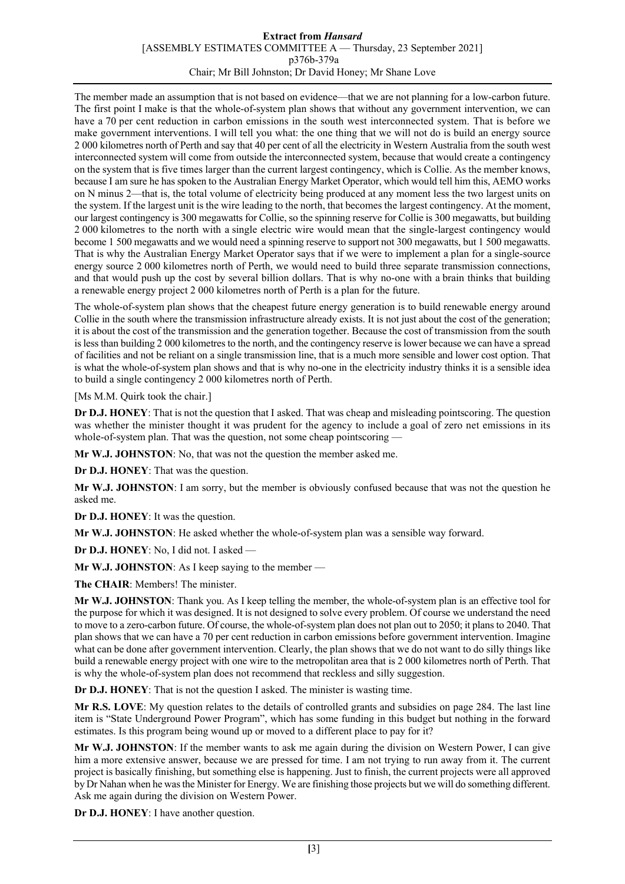The member made an assumption that is not based on evidence—that we are not planning for a low-carbon future. The first point I make is that the whole-of-system plan shows that without any government intervention, we can have a 70 per cent reduction in carbon emissions in the south west interconnected system. That is before we make government interventions. I will tell you what: the one thing that we will not do is build an energy source 2 000 kilometres north of Perth and say that 40 per cent of all the electricity in Western Australia from the south west interconnected system will come from outside the interconnected system, because that would create a contingency on the system that is five times larger than the current largest contingency, which is Collie. As the member knows, because I am sure he has spoken to the Australian Energy Market Operator, which would tell him this, AEMO works on N minus 2—that is, the total volume of electricity being produced at any moment less the two largest units on the system. If the largest unit is the wire leading to the north, that becomes the largest contingency. At the moment, our largest contingency is 300 megawatts for Collie, so the spinning reserve for Collie is 300 megawatts, but building 2 000 kilometres to the north with a single electric wire would mean that the single-largest contingency would become 1 500 megawatts and we would need a spinning reserve to support not 300 megawatts, but 1 500 megawatts. That is why the Australian Energy Market Operator says that if we were to implement a plan for a single-source energy source 2 000 kilometres north of Perth, we would need to build three separate transmission connections, and that would push up the cost by several billion dollars. That is why no-one with a brain thinks that building a renewable energy project 2 000 kilometres north of Perth is a plan for the future.

The whole-of-system plan shows that the cheapest future energy generation is to build renewable energy around Collie in the south where the transmission infrastructure already exists. It is not just about the cost of the generation; it is about the cost of the transmission and the generation together. Because the cost of transmission from the south is less than building 2 000 kilometres to the north, and the contingency reserve is lower because we can have a spread of facilities and not be reliant on a single transmission line, that is a much more sensible and lower cost option. That is what the whole-of-system plan shows and that is why no-one in the electricity industry thinks it is a sensible idea to build a single contingency 2 000 kilometres north of Perth.

[Ms M.M. Quirk took the chair.]

**Dr D.J. HONEY**: That is not the question that I asked. That was cheap and misleading pointscoring. The question was whether the minister thought it was prudent for the agency to include a goal of zero net emissions in its whole-of-system plan. That was the question, not some cheap pointscoring —

**Mr W.J. JOHNSTON**: No, that was not the question the member asked me.

**Dr D.J. HONEY**: That was the question.

**Mr W.J. JOHNSTON**: I am sorry, but the member is obviously confused because that was not the question he asked me.

**Dr D.J. HONEY**: It was the question.

**Mr W.J. JOHNSTON**: He asked whether the whole-of-system plan was a sensible way forward.

**Dr D.J. HONEY**: No, I did not. I asked —

**Mr W.J. JOHNSTON**: As I keep saying to the member —

**The CHAIR**: Members! The minister.

**Mr W.J. JOHNSTON**: Thank you. As I keep telling the member, the whole-of-system plan is an effective tool for the purpose for which it was designed. It is not designed to solve every problem. Of course we understand the need to move to a zero-carbon future. Of course, the whole-of-system plan does not plan out to 2050; it plans to 2040. That plan shows that we can have a 70 per cent reduction in carbon emissions before government intervention. Imagine what can be done after government intervention. Clearly, the plan shows that we do not want to do silly things like build a renewable energy project with one wire to the metropolitan area that is 2 000 kilometres north of Perth. That is why the whole-of-system plan does not recommend that reckless and silly suggestion.

**Dr D.J. HONEY**: That is not the question I asked. The minister is wasting time.

**Mr R.S. LOVE**: My question relates to the details of controlled grants and subsidies on page 284. The last line item is "State Underground Power Program", which has some funding in this budget but nothing in the forward estimates. Is this program being wound up or moved to a different place to pay for it?

**Mr W.J. JOHNSTON**: If the member wants to ask me again during the division on Western Power, I can give him a more extensive answer, because we are pressed for time. I am not trying to run away from it. The current project is basically finishing, but something else is happening. Just to finish, the current projects were all approved by Dr Nahan when he was the Minister for Energy. We are finishing those projects but we will do something different. Ask me again during the division on Western Power.

**Dr D.J. HONEY**: I have another question.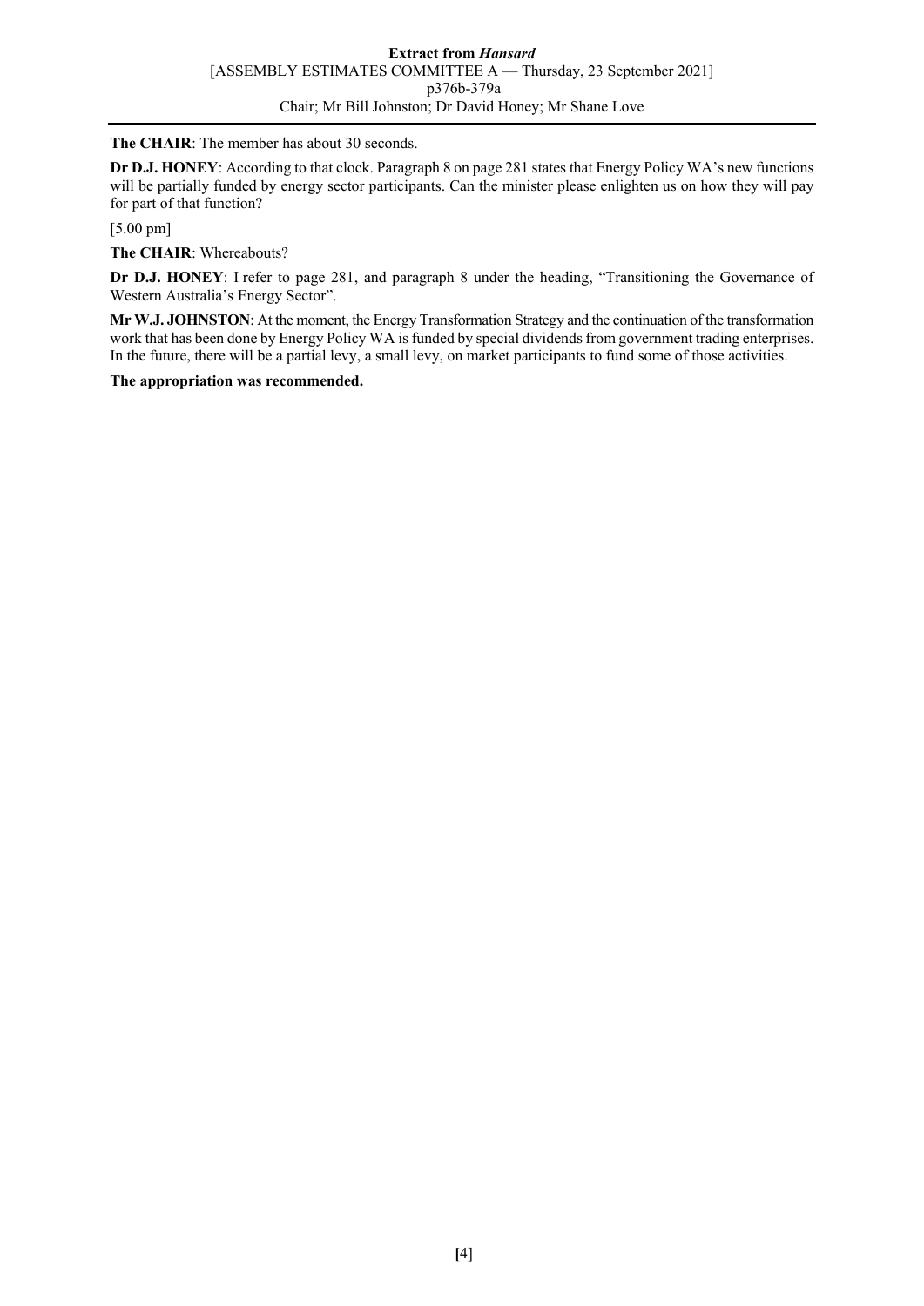**The CHAIR**: The member has about 30 seconds.

**Dr D.J. HONEY**: According to that clock. Paragraph 8 on page 281 states that Energy Policy WA's new functions will be partially funded by energy sector participants. Can the minister please enlighten us on how they will pay for part of that function?

[5.00 pm]

**The CHAIR**: Whereabouts?

**Dr D.J. HONEY**: I refer to page 281, and paragraph 8 under the heading, "Transitioning the Governance of Western Australia's Energy Sector".

**Mr W.J. JOHNSTON**: At the moment, the Energy Transformation Strategy and the continuation of the transformation work that has been done by Energy Policy WA is funded by special dividends from government trading enterprises. In the future, there will be a partial levy, a small levy, on market participants to fund some of those activities.

**The appropriation was recommended.**